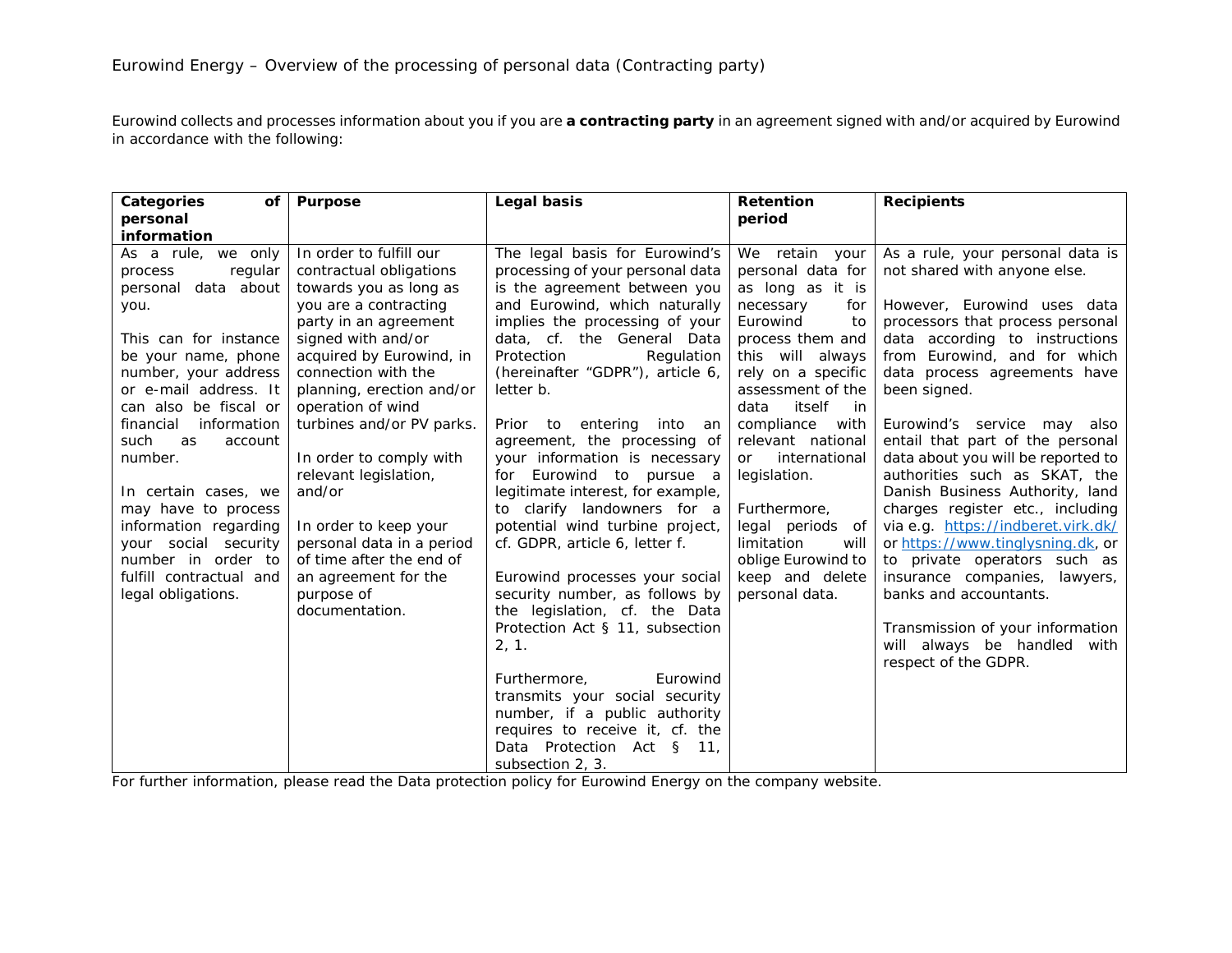Eurowind Energy – Overview of the processing of personal data (Contracting party)

Eurowind collects and processes information about you if you are **a contracting party** in an agreement signed with and/or acquired by Eurowind in accordance with the following:

| Categories of personal information | Purpose | Legal basis | Retention period | Recipients |
|---|---|---|---|---|
| As a rule, we only process regular personal data about you.<br><br>This can for instance be your name, phone number, your address or e-mail address. It can also be fiscal or financial information such as account number.<br><br>In certain cases, we may have to process information regarding your social security number in order to fulfill contractual and legal obligations. | In order to fulfill our contractual obligations towards you as long as you are a contracting party in an agreement signed with and/or acquired by Eurowind, in connection with the planning, erection and/or operation of wind turbines and/or PV parks.<br><br>In order to comply with relevant legislation, and/or<br><br>In order to keep your personal data in a period of time after the end of an agreement for the purpose of documentation. | The legal basis for Eurowind's processing of your personal data is the agreement between you and Eurowind, which naturally implies the processing of your data, cf. the General Data Protection Regulation (hereinafter "GDPR"), article 6, letter b.<br><br>Prior to entering into an agreement, the processing of your information is necessary for Eurowind to pursue a legitimate interest, for example, to clarify landowners for a potential wind turbine project, cf. GDPR, article 6, letter f.<br><br>Eurowind processes your social security number, as follows by the legislation, cf. the Data Protection Act § 11, subsection 2, 1.<br><br>Furthermore, Eurowind transmits your social security number, if a public authority requires to receive it, cf. the Data Protection Act § 11, subsection 2, 3. | We retain your personal data for as long as it is necessary for Eurowind to process them and this will always rely on a specific assessment of the data itself in compliance with relevant national or international legislation.<br><br>Furthermore, legal periods of limitation will oblige Eurowind to keep and delete personal data. | As a rule, your personal data is not shared with anyone else.<br><br>However, Eurowind uses data processors that process personal data according to instructions from Eurowind, and for which data process agreements have been signed.<br><br>Eurowind's service may also entail that part of the personal data about you will be reported to authorities such as SKAT, the Danish Business Authority, land charges register etc., including via e.g. https://indberet.virk.dk/ or https://www.tinglysning.dk, or to private operators such as insurance companies, lawyers, banks and accountants.<br><br>Transmission of your information will always be handled with respect of the GDPR. |

For further information, please read the Data protection policy for Eurowind Energy on the company website.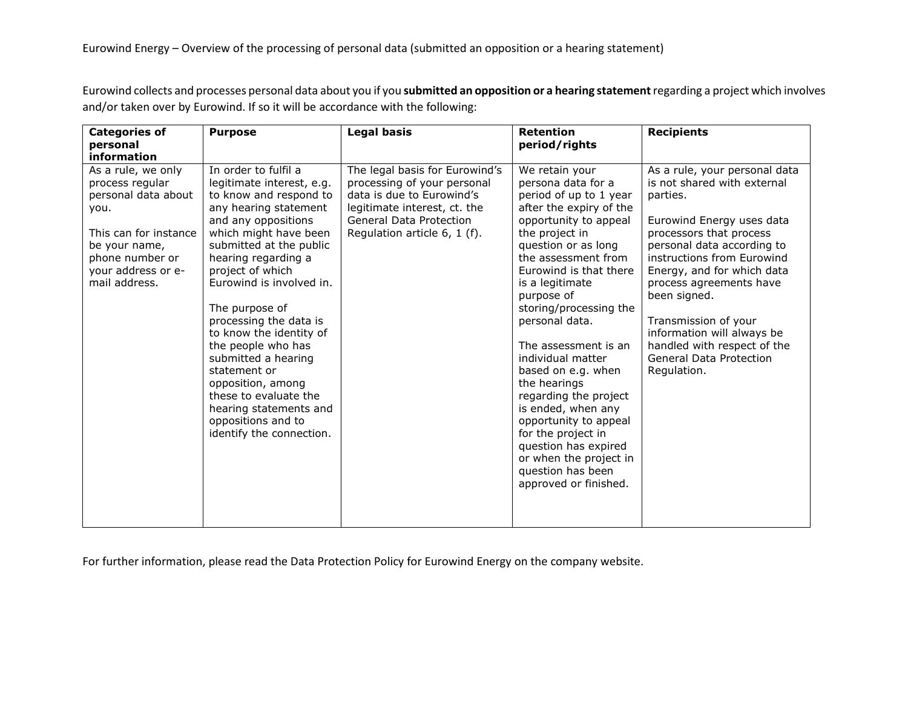Eurowind Energy – Overview of the processing of personal data (submitted an opposition or a hearing statement)

Eurowind collects and processes personal data about you if you **submitted an opposition or a hearing statement** regarding a project which involves and/or taken over by Eurowind. If so it will be accordance with the following:

| **Categories of personal information** | **Purpose** | **Legal basis** | **Retention period/rights** | **Recipients** |
|---|---|---|---|---|
| As a rule, we only process regular personal data about you.<br><br>This can for instance be your name, phone number or your address or e-mail address. | In order to fulfil a legitimate interest, e.g. to know and respond to any hearing statement and any oppositions which might have been submitted at the public hearing regarding a project of which Eurowind is involved in.<br><br>The purpose of processing the data is to know the identity of the people who has submitted a hearing statement or opposition, among these to evaluate the hearing statements and oppositions and to identify the connection. | The legal basis for Eurowind's processing of your personal data is due to Eurowind's legitimate interest, ct. the General Data Protection Regulation article 6, 1 (f). | We retain your persona data for a period of up to 1 year after the expiry of the opportunity to appeal the project in question or as long the assessment from Eurowind is that there is a legitimate purpose of storing/processing the personal data.<br><br>The assessment is an individual matter based on e.g. when the hearings regarding the project is ended, when any opportunity to appeal for the project in question has expired or when the project in question has been approved or finished. | As a rule, your personal data is not shared with external parties.<br><br>Eurowind Energy uses data processors that process personal data according to instructions from Eurowind Energy, and for which data process agreements have been signed.<br><br>Transmission of your information will always be handled with respect of the General Data Protection Regulation. |

For further information, please read the Data Protection Policy for Eurowind Energy on the company website.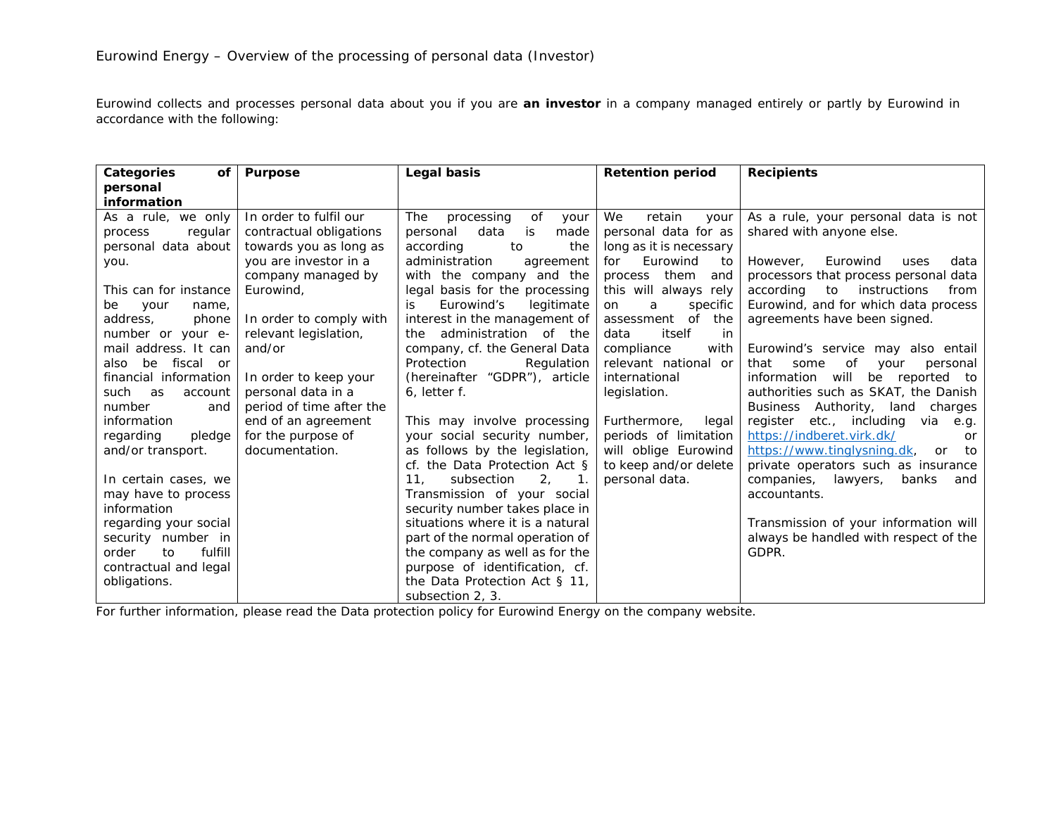Eurowind Energy – Overview of the processing of personal data (Investor)

Eurowind collects and processes personal data about you if you are **an investor** in a company managed entirely or partly by Eurowind in accordance with the following:

| **Categories of personal information** | **Purpose** | **Legal basis** | **Retention period** | **Recipients** |
|---|---|---|---|---|
| As a rule, we only process regular personal data about you.<br><br>This can for instance be your name, address, phone number or your e-mail address. It can also be fiscal or financial information such as account number and information regarding pledge and/or transport.<br><br>In certain cases, we may have to process information regarding your social security number in order to fulfill contractual and legal obligations. | In order to fulfil our contractual obligations towards you as long as you are investor in a company managed by Eurowind,<br><br>In order to comply with relevant legislation, and/or<br><br>In order to keep your personal data in a period of time after the end of an agreement for the purpose of documentation. | The processing of your personal data is made according to the administration agreement with the company and the legal basis for the processing is Eurowind's legitimate interest in the management of the administration of the company, cf. the General Data Protection Regulation (hereinafter "GDPR"), article 6, letter f.<br><br>This may involve processing your social security number, as follows by the legislation, cf. the Data Protection Act § 11, subsection 2, 1. Transmission of your social security number takes place in situations where it is a natural part of the normal operation of the company as well as for the purpose of identification, cf. the Data Protection Act § 11, subsection 2, 3. | We retain your personal data for as long as it is necessary for Eurowind to process them and this will always rely on a specific assessment of the data itself in compliance with relevant national or international legislation.<br><br>Furthermore, legal periods of limitation will oblige Eurowind to keep and/or delete personal data. | As a rule, your personal data is not shared with anyone else.<br><br>However, Eurowind uses data processors that process personal data according to instructions from Eurowind, and for which data process agreements have been signed.<br><br>Eurowind's service may also entail that some of your personal information will be reported to authorities such as SKAT, the Danish Business Authority, land charges register etc., including via e.g. https://indberet.virk.dk/ or https://www.tinglysning.dk, or to private operators such as insurance companies, lawyers, banks and accountants.<br><br>Transmission of your information will always be handled with respect of the GDPR. |

For further information, please read the Data protection policy for Eurowind Energy on the company website.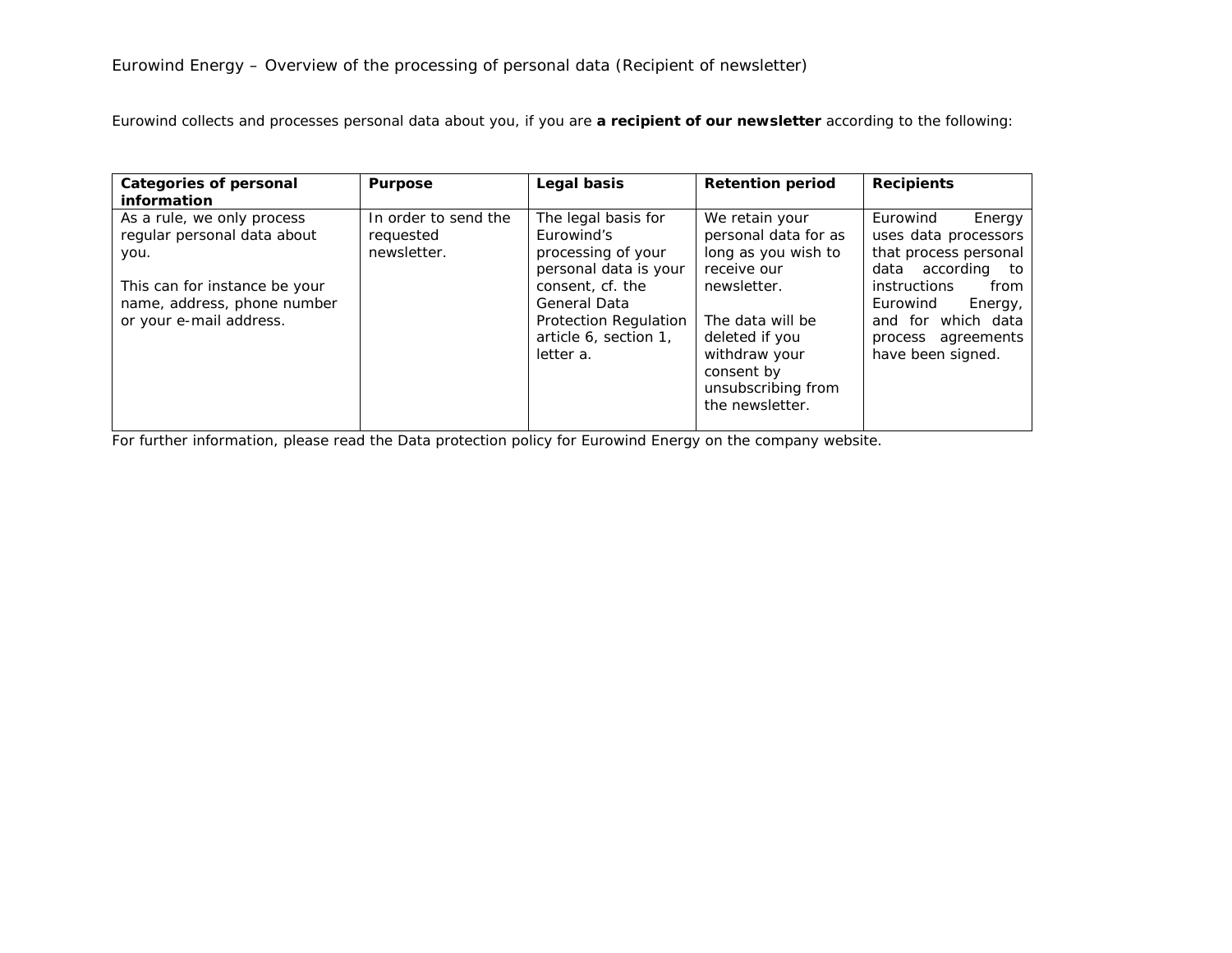Eurowind Energy – Overview of the processing of personal data (Recipient of newsletter)

Eurowind collects and processes personal data about you, if you are **a recipient of our newsletter** according to the following:

| Categories of personal information | Purpose | Legal basis | Retention period | Recipients |
| --- | --- | --- | --- | --- |
| As a rule, we only process regular personal data about you.<br><br>This can for instance be your name, address, phone number or your e-mail address. | In order to send the requested newsletter. | The legal basis for Eurowind's processing of your personal data is your consent, cf. the General Data Protection Regulation article 6, section 1, letter a. | We retain your personal data for as long as you wish to receive our newsletter.<br><br>The data will be deleted if you withdraw your consent by unsubscribing from the newsletter. | Eurowind Energy uses data processors that process personal data according to instructions from Eurowind Energy, and for which data process agreements have been signed. |

For further information, please read the Data protection policy for Eurowind Energy on the company website.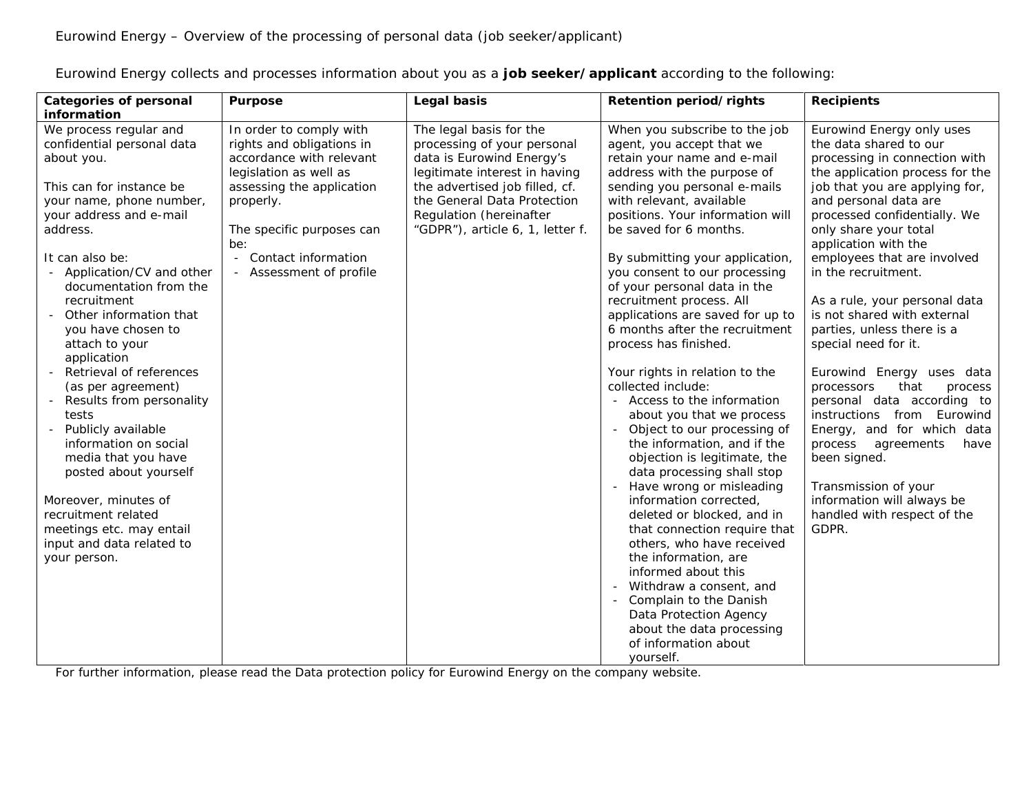Eurowind Energy – Overview of the processing of personal data (job seeker/applicant)

Eurowind Energy collects and processes information about you as a **job seeker/applicant** according to the following:

| **Categories of personal information** | **Purpose** | **Legal basis** | **Retention period/rights** | **Recipients** |
|---|---|---|---|---|
| We process regular and confidential personal data about you.<br><br>This can for instance be your name, phone number, your address and e-mail address.<br><br>It can also be:<br>- Application/CV and other documentation from the recruitment<br>- Other information that you have chosen to attach to your application<br>- Retrieval of references (as per agreement)<br>- Results from personality tests<br>- Publicly available information on social media that you have posted about yourself<br><br>Moreover, minutes of recruitment related meetings etc. may entail input and data related to your person. | In order to comply with rights and obligations in accordance with relevant legislation as well as assessing the application properly.<br><br>The specific purposes can be:<br>- Contact information<br>- Assessment of profile | The legal basis for the processing of your personal data is Eurowind Energy's legitimate interest in having the advertised job filled, cf. the General Data Protection Regulation (hereinafter "GDPR"), article 6, 1, letter f. | When you subscribe to the job agent, you accept that we retain your name and e-mail address with the purpose of sending you personal e-mails with relevant, available positions. Your information will be saved for 6 months.<br><br>By submitting your application, you consent to our processing of your personal data in the recruitment process. All applications are saved for up to 6 months after the recruitment process has finished.<br><br>Your rights in relation to the collected include:<br>- Access to the information about you that we process<br>- Object to our processing of the information, and if the objection is legitimate, the data processing shall stop<br>- Have wrong or misleading information corrected, deleted or blocked, and in that connection require that others, who have received the information, are informed about this<br>- Withdraw a consent, and<br>- Complain to the Danish Data Protection Agency about the data processing of information about yourself. | Eurowind Energy only uses the data shared to our processing in connection with the application process for the job that you are applying for, and personal data are processed confidentially. We only share your total application with the employees that are involved in the recruitment.<br><br>As a rule, your personal data is not shared with external parties, unless there is a special need for it.<br><br>Eurowind Energy uses data processors that process personal data according to instructions from Eurowind Energy, and for which data process agreements have been signed.<br><br>Transmission of your information will always be handled with respect of the GDPR. |

For further information, please read the Data protection policy for Eurowind Energy on the company website.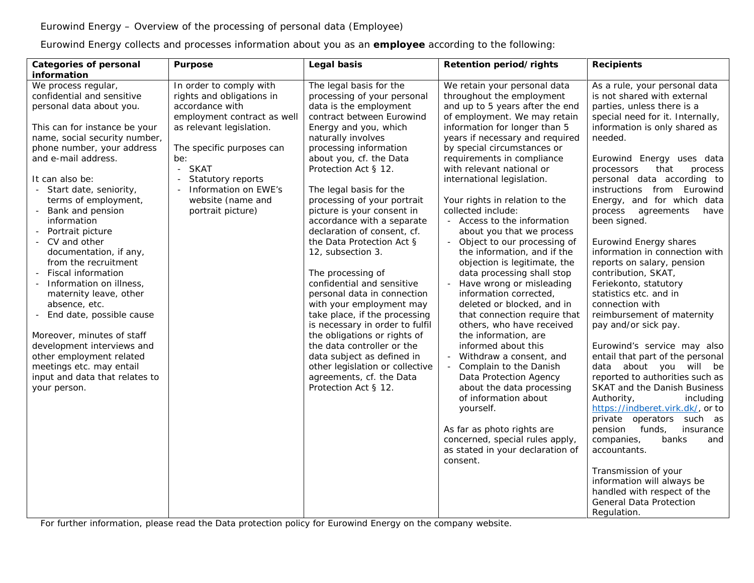Eurowind Energy – Overview of the processing of personal data (Employee)

Eurowind Energy collects and processes information about you as an **employee** according to the following:

| Categories of personal information | Purpose | Legal basis | Retention period/rights | Recipients |
|---|---|---|---|---|
| We process regular, confidential and sensitive personal data about you.<br><br>This can for instance be your name, social security number, phone number, your address and e-mail address.<br><br>It can also be:<br>- Start date, seniority, terms of employment,<br>- Bank and pension information<br>- Portrait picture<br>- CV and other documentation, if any, from the recruitment<br>- Fiscal information<br>- Information on illness, maternity leave, other absence, etc.<br>- End date, possible cause<br><br>Moreover, minutes of staff development interviews and other employment related meetings etc. may entail input and data that relates to your person. | In order to comply with rights and obligations in accordance with employment contract as well as relevant legislation.<br><br>The specific purposes can be:<br>- SKAT<br>- Statutory reports<br>- Information on EWE's website (name and portrait picture) | The legal basis for the processing of your personal data is the employment contract between Eurowind Energy and you, which naturally involves processing information about you, cf. the Data Protection Act § 12.<br><br>The legal basis for the processing of your portrait picture is your consent in accordance with a separate declaration of consent, cf. the Data Protection Act § 12, subsection 3.<br><br>The processing of confidential and sensitive personal data in connection with your employment may take place, if the processing is necessary in order to fulfil the obligations or rights of the data controller or the data subject as defined in other legislation or collective agreements, cf. the Data Protection Act § 12. | We retain your personal data throughout the employment and up to 5 years after the end of employment. We may retain information for longer than 5 years if necessary and required by special circumstances or requirements in compliance with relevant national or international legislation.<br><br>Your rights in relation to the collected include:<br>- Access to the information about you that we process<br>- Object to our processing of the information, and if the objection is legitimate, the data processing shall stop<br>- Have wrong or misleading information corrected, deleted or blocked, and in that connection require that others, who have received the information, are informed about this<br>- Withdraw a consent, and<br>- Complain to the Danish Data Protection Agency about the data processing of information about yourself.<br><br>As far as photo rights are concerned, special rules apply, as stated in your declaration of consent. | As a rule, your personal data is not shared with external parties, unless there is a special need for it. Internally, information is only shared as needed.<br><br>Eurowind Energy uses data processors that process personal data according to instructions from Eurowind Energy, and for which data process agreements have been signed.<br><br>Eurowind Energy shares information in connection with reports on salary, pension contribution, SKAT, Feriekonto, statutory statistics etc. and in connection with reimbursement of maternity pay and/or sick pay.<br><br>Eurowind's service may also entail that part of the personal data about you will be reported to authorities such as SKAT and the Danish Business Authority, including https://indberet.virk.dk/, or to private operators such as pension funds, insurance companies, banks and accountants.<br><br>Transmission of your information will always be handled with respect of the General Data Protection Regulation. |

For further information, please read the Data protection policy for Eurowind Energy on the company website.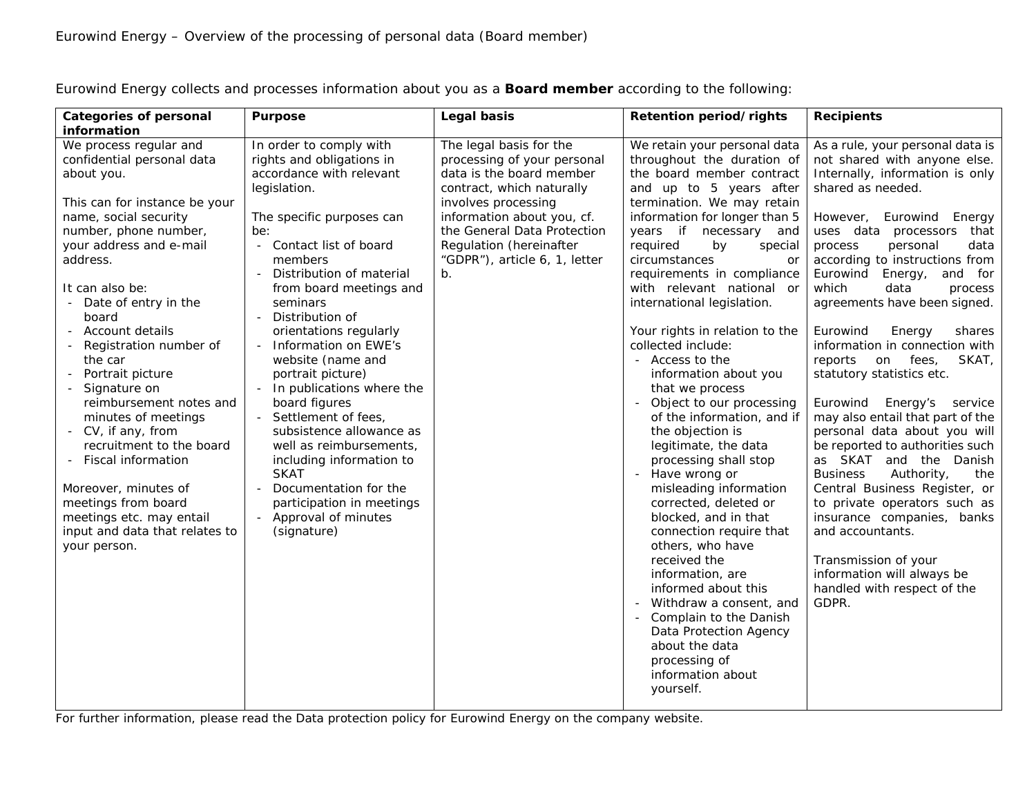Eurowind Energy – Overview of the processing of personal data (Board member)

Eurowind Energy collects and processes information about you as a **Board member** according to the following:

| Categories of personal information | Purpose | Legal basis | Retention period/rights | Recipients |
|---|---|---|---|---|
| We process regular and confidential personal data about you.<br><br>This can for instance be your name, social security number, phone number, your address and e-mail address.<br><br>It can also be:<br>- Date of entry in the board<br>- Account details<br>- Registration number of the car<br>- Portrait picture<br>- Signature on reimbursement notes and minutes of meetings<br>- CV, if any, from recruitment to the board<br>- Fiscal information<br><br>Moreover, minutes of meetings from board meetings etc. may entail input and data that relates to your person. | In order to comply with rights and obligations in accordance with relevant legislation.<br><br>The specific purposes can be:<br>- Contact list of board members<br>- Distribution of material from board meetings and seminars<br>- Distribution of orientations regularly<br>- Information on EWE's website (name and portrait picture)<br>- In publications where the board figures<br>- Settlement of fees, subsistence allowance as well as reimbursements, including information to SKAT<br>- Documentation for the participation in meetings<br>- Approval of minutes (signature) | The legal basis for the processing of your personal data is the board member contract, which naturally involves processing information about you, cf. the General Data Protection Regulation (hereinafter "GDPR"), article 6, 1, letter b. | We retain your personal data throughout the duration of the board member contract and up to 5 years after termination. We may retain information for longer than 5 years if necessary and required by special circumstances or requirements in compliance with relevant national or international legislation.<br><br>Your rights in relation to the collected include:<br>- Access to the information about you that we process<br>- Object to our processing of the information, and if the objection is legitimate, the data processing shall stop<br>- Have wrong or misleading information corrected, deleted or blocked, and in that connection require that others, who have received the information, are informed about this<br>- Withdraw a consent, and<br>- Complain to the Danish Data Protection Agency about the data processing of information about yourself. | As a rule, your personal data is not shared with anyone else. Internally, information is only shared as needed.<br><br>However, Eurowind Energy uses data processors that process personal data according to instructions from Eurowind Energy, and for which data process agreements have been signed.<br><br>Eurowind Energy shares information in connection with reports on fees, SKAT, statutory statistics etc.<br><br>Eurowind Energy's service may also entail that part of the personal data about you will be reported to authorities such as SKAT and the Danish Business Authority, the Central Business Register, or to private operators such as insurance companies, banks and accountants.<br><br>Transmission of your information will always be handled with respect of the GDPR. |

For further information, please read the Data protection policy for Eurowind Energy on the company website.